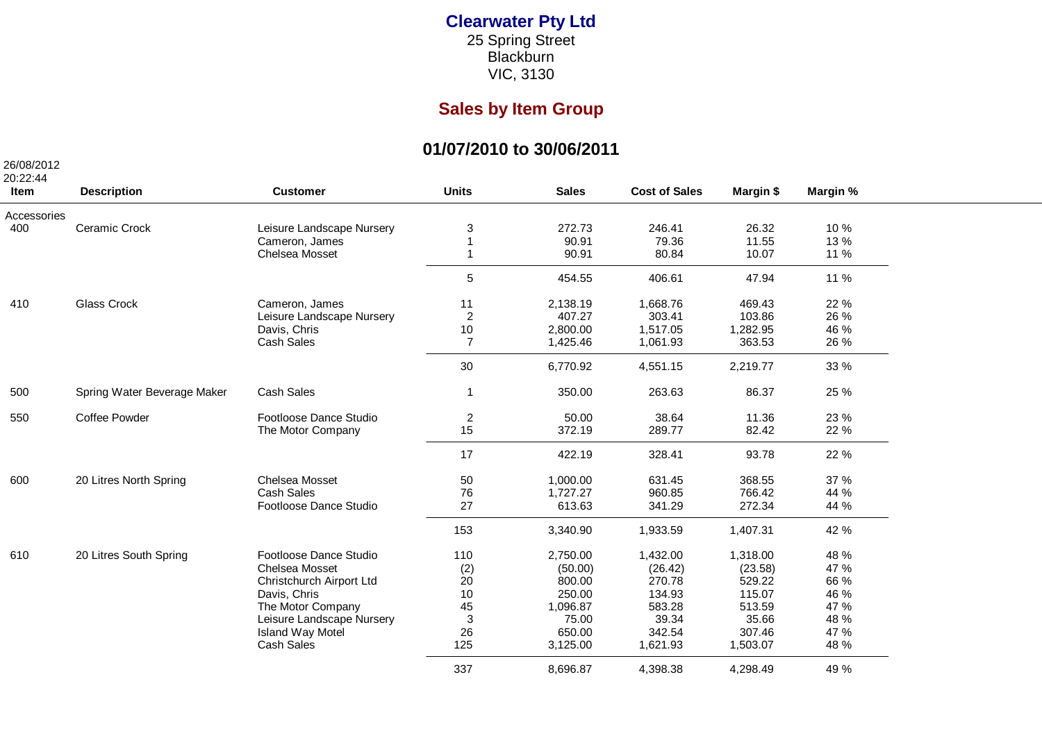# Clearwater Pty Ltd

25 Spring Street
Blackburn
VIC, 3130

## Sales by Item Group

### 01/07/2010 to 30/06/2011

26/08/2012
20:22:44

| Item | Description | Customer | Units | Sales | Cost of Sales | Margin $ | Margin % |
|---|---|---|---|---|---|---|---|
| Accessories | | | | | | | |
| 400 | Ceramic Crock | Leisure Landscape Nursery | 3 | 272.73 | 246.41 | 26.32 | 10 % |
| | | Cameron, James | 1 | 90.91 | 79.36 | 11.55 | 13 % |
| | | Chelsea Mosset | 1 | 90.91 | 80.84 | 10.07 | 11 % |
| | | | 5 | 454.55 | 406.61 | 47.94 | 11 % |
| 410 | Glass Crock | Cameron, James | 11 | 2,138.19 | 1,668.76 | 469.43 | 22 % |
| | | Leisure Landscape Nursery | 2 | 407.27 | 303.41 | 103.86 | 26 % |
| | | Davis, Chris | 10 | 2,800.00 | 1,517.05 | 1,282.95 | 46 % |
| | | Cash Sales | 7 | 1,425.46 | 1,061.93 | 363.53 | 26 % |
| | | | 30 | 6,770.92 | 4,551.15 | 2,219.77 | 33 % |
| 500 | Spring Water Beverage Maker | Cash Sales | 1 | 350.00 | 263.63 | 86.37 | 25 % |
| 550 | Coffee Powder | Footloose Dance Studio | 2 | 50.00 | 38.64 | 11.36 | 23 % |
| | | The Motor Company | 15 | 372.19 | 289.77 | 82.42 | 22 % |
| | | | 17 | 422.19 | 328.41 | 93.78 | 22 % |
| 600 | 20 Litres North Spring | Chelsea Mosset | 50 | 1,000.00 | 631.45 | 368.55 | 37 % |
| | | Cash Sales | 76 | 1,727.27 | 960.85 | 766.42 | 44 % |
| | | Footloose Dance Studio | 27 | 613.63 | 341.29 | 272.34 | 44 % |
| | | | 153 | 3,340.90 | 1,933.59 | 1,407.31 | 42 % |
| 610 | 20 Litres South Spring | Footloose Dance Studio | 110 | 2,750.00 | 1,432.00 | 1,318.00 | 48 % |
| | | Chelsea Mosset | (2) | (50.00) | (26.42) | (23.58) | 47 % |
| | | Christchurch Airport Ltd | 20 | 800.00 | 270.78 | 529.22 | 66 % |
| | | Davis, Chris | 10 | 250.00 | 134.93 | 115.07 | 46 % |
| | | The Motor Company | 45 | 1,096.87 | 583.28 | 513.59 | 47 % |
| | | Leisure Landscape Nursery | 3 | 75.00 | 39.34 | 35.66 | 48 % |
| | | Island Way Motel | 26 | 650.00 | 342.54 | 307.46 | 47 % |
| | | Cash Sales | 125 | 3,125.00 | 1,621.93 | 1,503.07 | 48 % |
| | | | 337 | 8,696.87 | 4,398.38 | 4,298.49 | 49 % |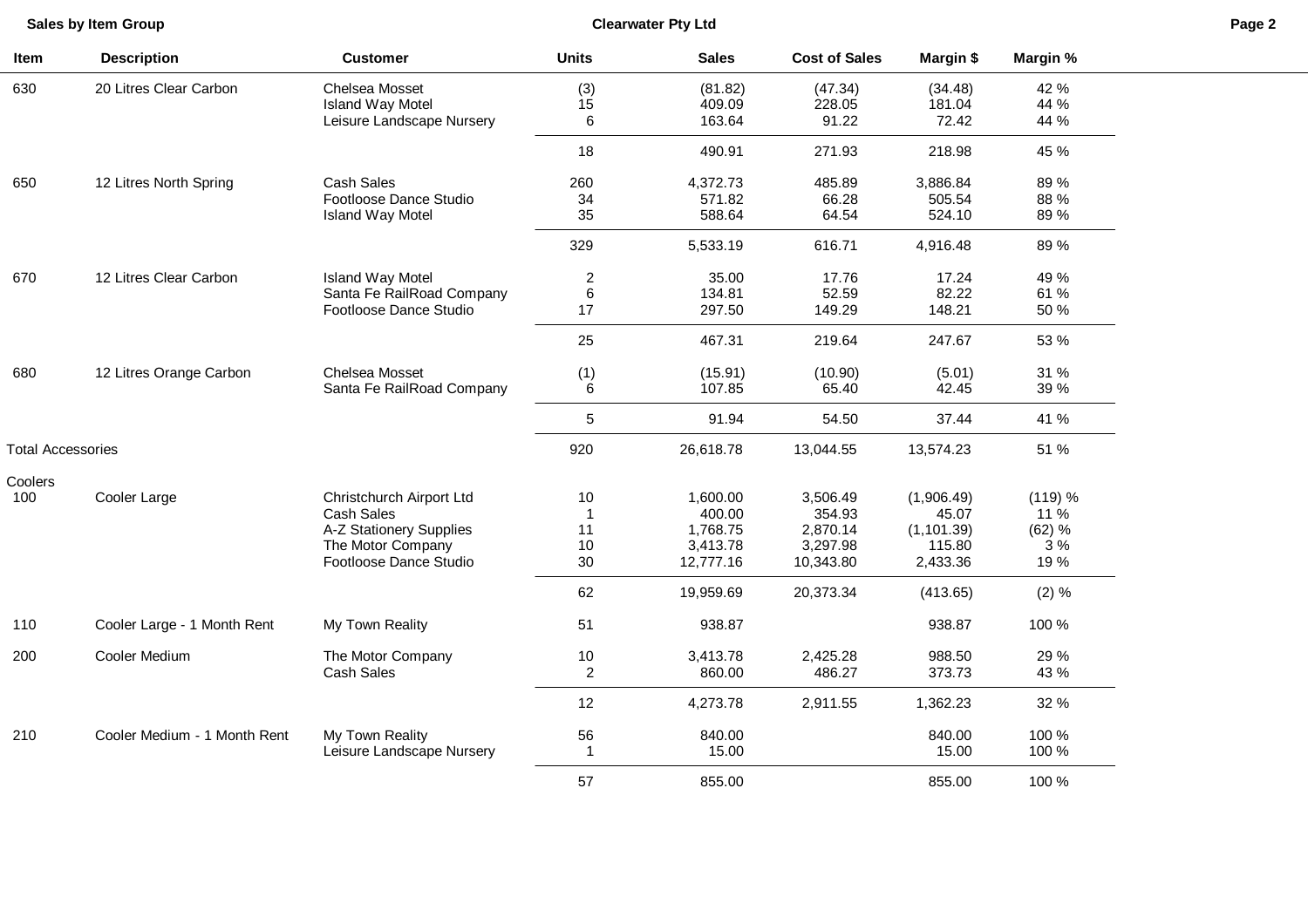| Item | Description | Customer | Units | Sales | Cost of Sales | Margin $ | Margin % |
|---|---|---|---|---|---|---|---|
| 630 | 20 Litres Clear Carbon | Chelsea Mosset | (3) | (81.82) | (47.34) | (34.48) | 42 % |
| | | Island Way Motel | 15 | 409.09 | 228.05 | 181.04 | 44 % |
| | | Leisure Landscape Nursery | 6 | 163.64 | 91.22 | 72.42 | 44 % |
| | | | 18 | 490.91 | 271.93 | 218.98 | 45 % |
| 650 | 12 Litres North Spring | Cash Sales | 260 | 4,372.73 | 485.89 | 3,886.84 | 89 % |
| | | Footloose Dance Studio | 34 | 571.82 | 66.28 | 505.54 | 88 % |
| | | Island Way Motel | 35 | 588.64 | 64.54 | 524.10 | 89 % |
| | | | 329 | 5,533.19 | 616.71 | 4,916.48 | 89 % |
| 670 | 12 Litres Clear Carbon | Island Way Motel | 2 | 35.00 | 17.76 | 17.24 | 49 % |
| | | Santa Fe RailRoad Company | 6 | 134.81 | 52.59 | 82.22 | 61 % |
| | | Footloose Dance Studio | 17 | 297.50 | 149.29 | 148.21 | 50 % |
| | | | 25 | 467.31 | 219.64 | 247.67 | 53 % |
| 680 | 12 Litres Orange Carbon | Chelsea Mosset | (1) | (15.91) | (10.90) | (5.01) | 31 % |
| | | Santa Fe RailRoad Company | 6 | 107.85 | 65.40 | 42.45 | 39 % |
| | | | 5 | 91.94 | 54.50 | 37.44 | 41 % |
| Total Accessories | | | 920 | 26,618.78 | 13,044.55 | 13,574.23 | 51 % |
| Coolers | | | | | | | |
| 100 | Cooler Large | Christchurch Airport Ltd | 10 | 1,600.00 | 3,506.49 | (1,906.49) | (119) % |
| | | Cash Sales | 1 | 400.00 | 354.93 | 45.07 | 11 % |
| | | A-Z Stationery Supplies | 11 | 1,768.75 | 2,870.14 | (1,101.39) | (62) % |
| | | The Motor Company | 10 | 3,413.78 | 3,297.98 | 115.80 | 3 % |
| | | Footloose Dance Studio | 30 | 12,777.16 | 10,343.80 | 2,433.36 | 19 % |
| | | | 62 | 19,959.69 | 20,373.34 | (413.65) | (2) % |
| 110 | Cooler Large - 1 Month Rent | My Town Reality | 51 | 938.87 | | 938.87 | 100 % |
| 200 | Cooler Medium | The Motor Company | 10 | 3,413.78 | 2,425.28 | 988.50 | 29 % |
| | | Cash Sales | 2 | 860.00 | 486.27 | 373.73 | 43 % |
| | | | 12 | 4,273.78 | 2,911.55 | 1,362.23 | 32 % |
| 210 | Cooler Medium - 1 Month Rent | My Town Reality | 56 | 840.00 | | 840.00 | 100 % |
| | | Leisure Landscape Nursery | 1 | 15.00 | | 15.00 | 100 % |
| | | | 57 | 855.00 | | 855.00 | 100 % |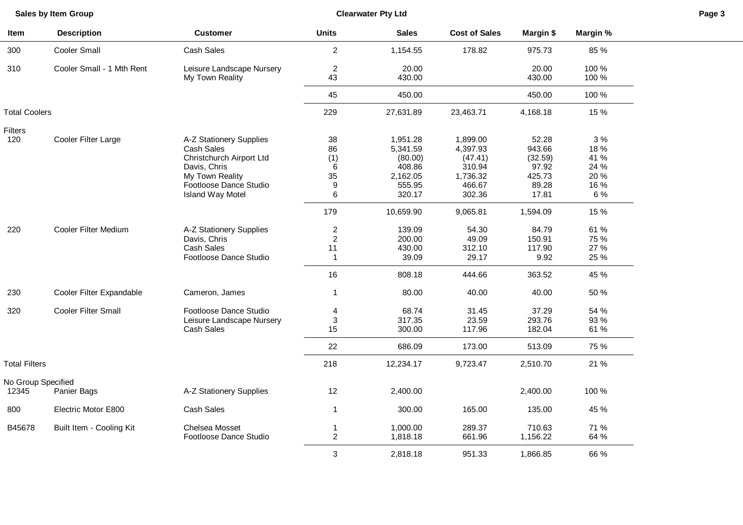| Item | Description | Customer | Units | Sales | Cost of Sales | Margin $ | Margin % |
|---|---|---|---|---|---|---|---|
| 300 | Cooler Small | Cash Sales | 2 | 1,154.55 | 178.82 | 975.73 | 85 % |
| 310 | Cooler Small - 1 Mth Rent | Leisure Landscape Nursery | 2 | 20.00 | | 20.00 | 100 % |
| | | My Town Reality | 43 | 430.00 | | 430.00 | 100 % |
| | | | 45 | 450.00 | | 450.00 | 100 % |
| Total Coolers | | | 229 | 27,631.89 | 23,463.71 | 4,168.18 | 15 % |
| Filters | | | | | | | |
| 120 | Cooler Filter Large | A-Z Stationery Supplies | 38 | 1,951.28 | 1,899.00 | 52.28 | 3 % |
| | | Cash Sales | 86 | 5,341.59 | 4,397.93 | 943.66 | 18 % |
| | | Christchurch Airport Ltd | (1) | (80.00) | (47.41) | (32.59) | 41 % |
| | | Davis, Chris | 6 | 408.86 | 310.94 | 97.92 | 24 % |
| | | My Town Reality | 35 | 2,162.05 | 1,736.32 | 425.73 | 20 % |
| | | Footloose Dance Studio | 9 | 555.95 | 466.67 | 89.28 | 16 % |
| | | Island Way Motel | 6 | 320.17 | 302.36 | 17.81 | 6 % |
| | | | 179 | 10,659.90 | 9,065.81 | 1,594.09 | 15 % |
| 220 | Cooler Filter Medium | A-Z Stationery Supplies | 2 | 139.09 | 54.30 | 84.79 | 61 % |
| | | Davis, Chris | 2 | 200.00 | 49.09 | 150.91 | 75 % |
| | | Cash Sales | 11 | 430.00 | 312.10 | 117.90 | 27 % |
| | | Footloose Dance Studio | 1 | 39.09 | 29.17 | 9.92 | 25 % |
| | | | 16 | 808.18 | 444.66 | 363.52 | 45 % |
| 230 | Cooler Filter Expandable | Cameron, James | 1 | 80.00 | 40.00 | 40.00 | 50 % |
| 320 | Cooler Filter Small | Footloose Dance Studio | 4 | 68.74 | 31.45 | 37.29 | 54 % |
| | | Leisure Landscape Nursery | 3 | 317.35 | 23.59 | 293.76 | 93 % |
| | | Cash Sales | 15 | 300.00 | 117.96 | 182.04 | 61 % |
| | | | 22 | 686.09 | 173.00 | 513.09 | 75 % |
| Total Filters | | | 218 | 12,234.17 | 9,723.47 | 2,510.70 | 21 % |
| No Group Specified | | | | | | | |
| 12345 | Panier Bags | A-Z Stationery Supplies | 12 | 2,400.00 | | 2,400.00 | 100 % |
| 800 | Electric Motor E800 | Cash Sales | 1 | 300.00 | 165.00 | 135.00 | 45 % |
| B45678 | Built Item - Cooling Kit | Chelsea Mosset | 1 | 1,000.00 | 289.37 | 710.63 | 71 % |
| | | Footloose Dance Studio | 2 | 1,818.18 | 661.96 | 1,156.22 | 64 % |
| | | | 3 | 2,818.18 | 951.33 | 1,866.85 | 66 % |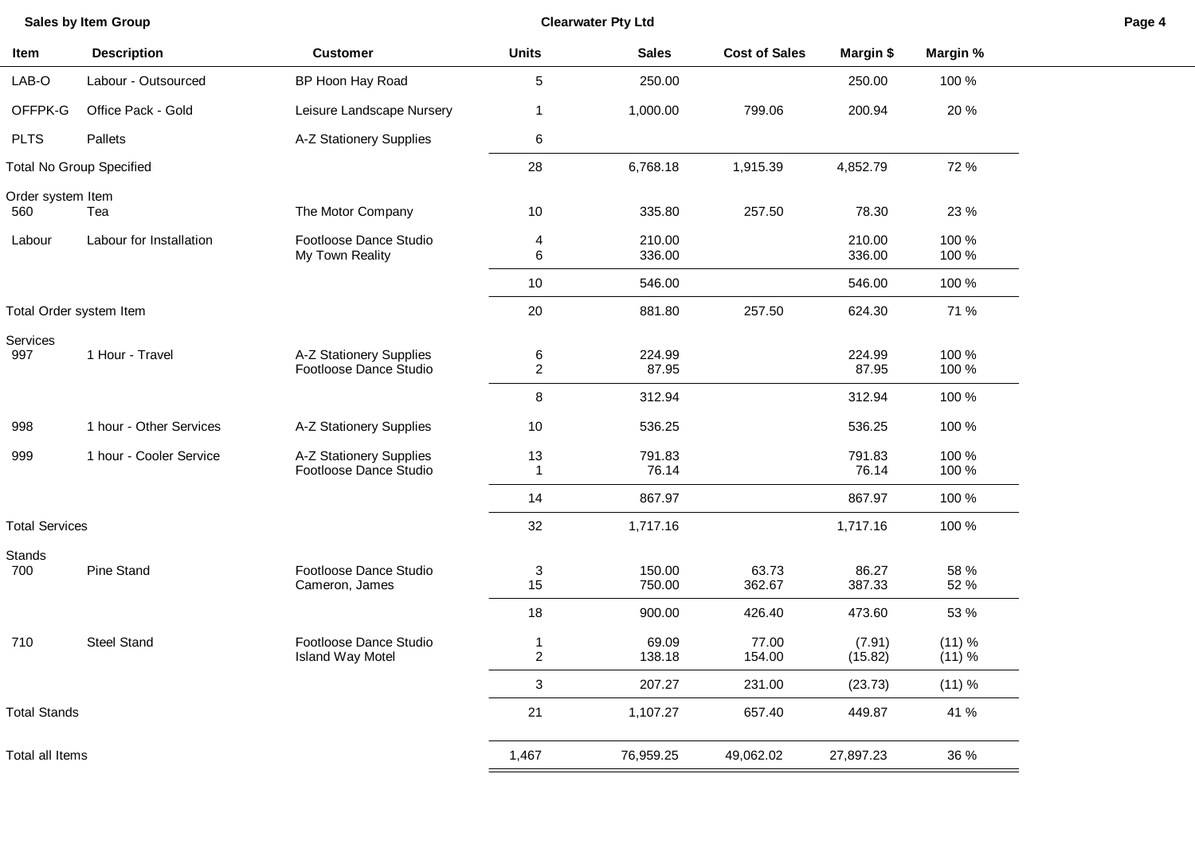**Sales by Item Group** — **Clearwater Pty Ltd**

| Item | Description | Customer | Units | Sales | Cost of Sales | Margin $ | Margin % |
|---|---|---|---|---|---|---|---|
| LAB-O | Labour - Outsourced | BP Hoon Hay Road | 5 | 250.00 | | 250.00 | 100 % |
| OFFPK-G | Office Pack - Gold | Leisure Landscape Nursery | 1 | 1,000.00 | 799.06 | 200.94 | 20 % |
| PLTS | Pallets | A-Z Stationery Supplies | 6 | | | | |
| Total No Group Specified | | | 28 | 6,768.18 | 1,915.39 | 4,852.79 | 72 % |
| Order system Item | | | | | | | |
| 560 | Tea | The Motor Company | 10 | 335.80 | 257.50 | 78.30 | 23 % |
| Labour | Labour for Installation | Footloose Dance Studio | 4 | 210.00 | | 210.00 | 100 % |
| | | My Town Reality | 6 | 336.00 | | 336.00 | 100 % |
| | | | 10 | 546.00 | | 546.00 | 100 % |
| Total Order system Item | | | 20 | 881.80 | 257.50 | 624.30 | 71 % |
| Services | | | | | | | |
| 997 | 1 Hour - Travel | A-Z Stationery Supplies | 6 | 224.99 | | 224.99 | 100 % |
| | | Footloose Dance Studio | 2 | 87.95 | | 87.95 | 100 % |
| | | | 8 | 312.94 | | 312.94 | 100 % |
| 998 | 1 hour - Other Services | A-Z Stationery Supplies | 10 | 536.25 | | 536.25 | 100 % |
| 999 | 1 hour - Cooler Service | A-Z Stationery Supplies | 13 | 791.83 | | 791.83 | 100 % |
| | | Footloose Dance Studio | 1 | 76.14 | | 76.14 | 100 % |
| | | | 14 | 867.97 | | 867.97 | 100 % |
| Total Services | | | 32 | 1,717.16 | | 1,717.16 | 100 % |
| Stands | | | | | | | |
| 700 | Pine Stand | Footloose Dance Studio | 3 | 150.00 | 63.73 | 86.27 | 58 % |
| | | Cameron, James | 15 | 750.00 | 362.67 | 387.33 | 52 % |
| | | | 18 | 900.00 | 426.40 | 473.60 | 53 % |
| 710 | Steel Stand | Footloose Dance Studio | 1 | 69.09 | 77.00 | (7.91) | (11) % |
| | | Island Way Motel | 2 | 138.18 | 154.00 | (15.82) | (11) % |
| | | | 3 | 207.27 | 231.00 | (23.73) | (11) % |
| Total Stands | | | 21 | 1,107.27 | 657.40 | 449.87 | 41 % |
| Total all Items | | | 1,467 | 76,959.25 | 49,062.02 | 27,897.23 | 36 % |